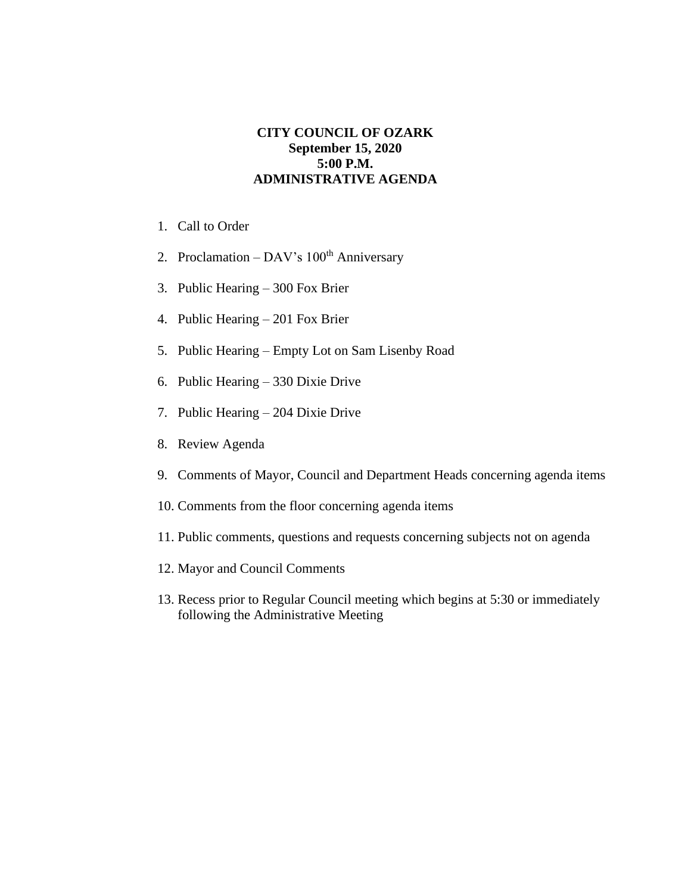# CITY COUNCIL OF OZARK
## September 15, 2020
## 5:00 P.M.
## ADMINISTRATIVE AGENDA

1. Call to Order
2. Proclamation – DAV's 100th Anniversary
3. Public Hearing – 300 Fox Brier
4. Public Hearing – 201 Fox Brier
5. Public Hearing – Empty Lot on Sam Lisenby Road
6. Public Hearing – 330 Dixie Drive
7. Public Hearing – 204 Dixie Drive
8. Review Agenda
9. Comments of Mayor, Council and Department Heads concerning agenda items
10. Comments from the floor concerning agenda items
11. Public comments, questions and requests concerning subjects not on agenda
12. Mayor and Council Comments
13. Recess prior to Regular Council meeting which begins at 5:30 or immediately following the Administrative Meeting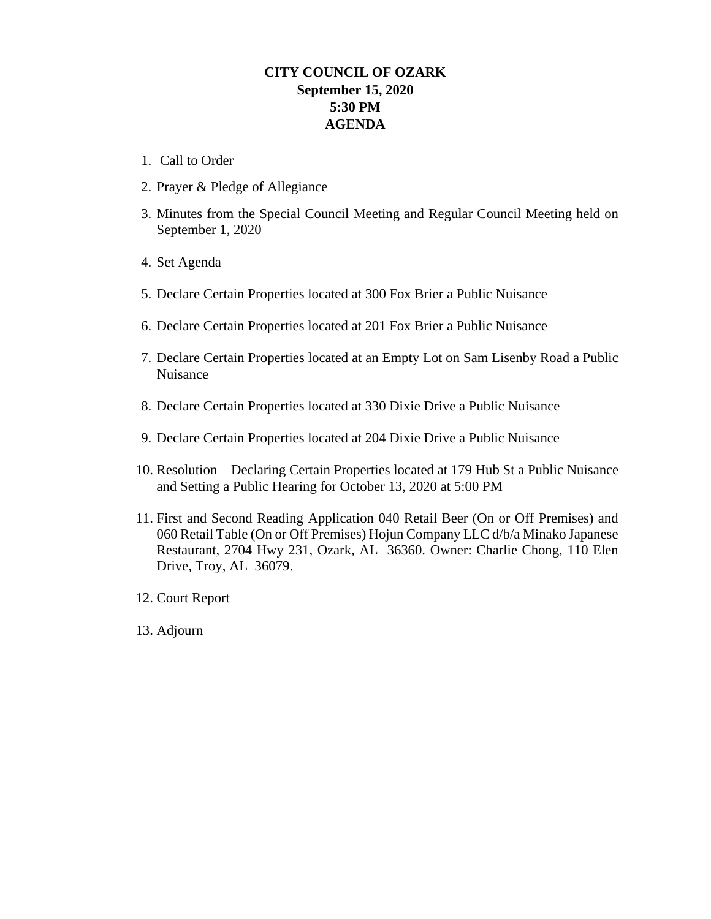# CITY COUNCIL OF OZARK
**September 15, 2020**
**5:30 PM**
**AGENDA**

1. Call to Order
2. Prayer & Pledge of Allegiance
3. Minutes from the Special Council Meeting and Regular Council Meeting held on September 1, 2020
4. Set Agenda
5. Declare Certain Properties located at 300 Fox Brier a Public Nuisance
6. Declare Certain Properties located at 201 Fox Brier a Public Nuisance
7. Declare Certain Properties located at an Empty Lot on Sam Lisenby Road a Public Nuisance
8. Declare Certain Properties located at 330 Dixie Drive a Public Nuisance
9. Declare Certain Properties located at 204 Dixie Drive a Public Nuisance
10. Resolution – Declaring Certain Properties located at 179 Hub St a Public Nuisance and Setting a Public Hearing for October 13, 2020 at 5:00 PM
11. First and Second Reading Application 040 Retail Beer (On or Off Premises) and 060 Retail Table (On or Off Premises) Hojun Company LLC d/b/a Minako Japanese Restaurant, 2704 Hwy 231, Ozark, AL 36360. Owner: Charlie Chong, 110 Elen Drive, Troy, AL 36079.
12. Court Report
13. Adjourn